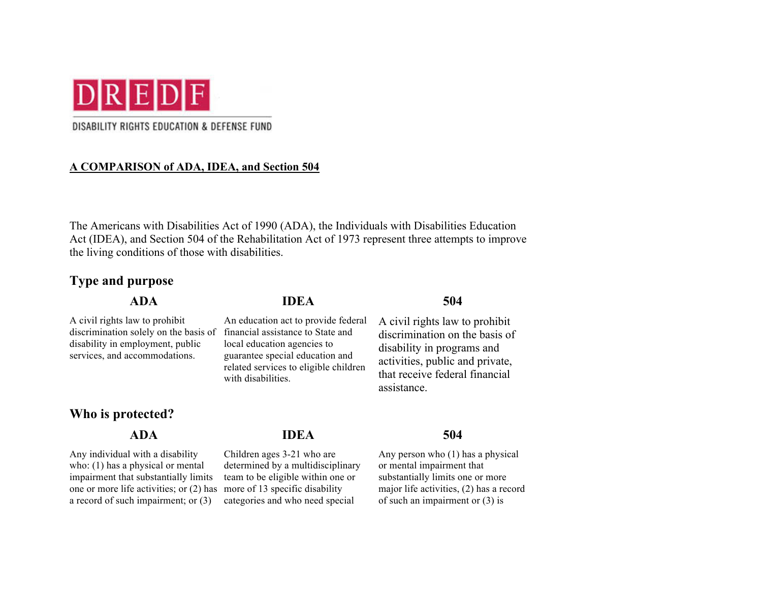DREDF

DISABILITY RIGHTS EDUCATION & DEFENSE FUND

**A COMPARISON of ADA, IDEA, and Section 504**

The Americans with Disabilities Act of 1990 (ADA), the Individuals with Disabilities Education Act (IDEA), and Section 504 of the Rehabilitation Act of 1973 represent three attempts to improve the living conditions of those with disabilities.

## Type and purpose

| ADA | IDEA | 504 |
|---|---|---|
| A civil rights law to prohibit discrimination solely on the basis of disability in employment, public services, and accommodations. | An education act to provide federal financial assistance to State and local education agencies to guarantee special education and related services to eligible children with disabilities. | A civil rights law to prohibit discrimination on the basis of disability in programs and activities, public and private, that receive federal financial assistance. |

## Who is protected?

| ADA | IDEA | 504 |
|---|---|---|
| Any individual with a disability who: (1) has a physical or mental impairment that substantially limits one or more life activities; or (2) has a record of such impairment; or (3) | Children ages 3-21 who are determined by a multidisciplinary team to be eligible within one or more of 13 specific disability categories and who need special | Any person who (1) has a physical or mental impairment that substantially limits one or more major life activities, (2) has a record of such an impairment or (3) is |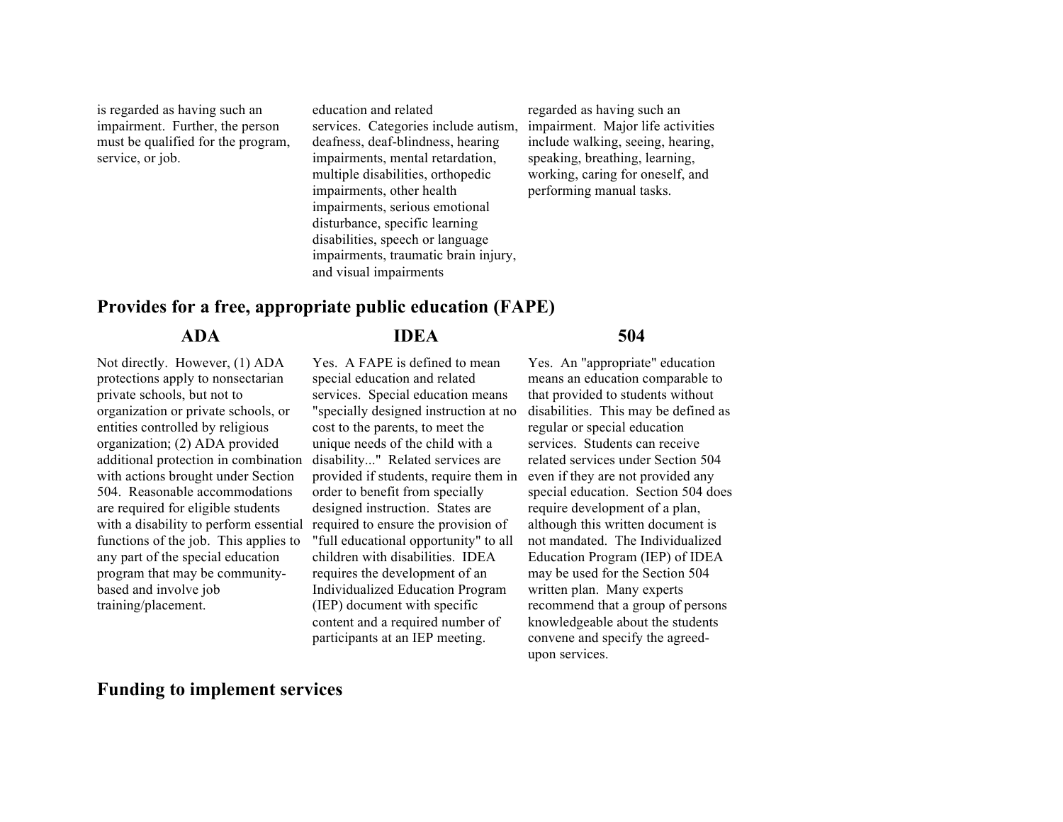| | | |
|---|---|---|
| is regarded as having such an impairment. Further, the person must be qualified for the program, service, or job. | education and related services. Categories include autism, deafness, deaf-blindness, hearing impairments, mental retardation, multiple disabilities, orthopedic impairments, other health impairments, serious emotional disturbance, specific learning disabilities, speech or language impairments, traumatic brain injury, and visual impairments | regarded as having such an impairment. Major life activities include walking, seeing, hearing, speaking, breathing, learning, working, caring for oneself, and performing manual tasks. |

## Provides for a free, appropriate public education (FAPE)

| ADA | IDEA | 504 |
|---|---|---|
| Not directly. However, (1) ADA protections apply to nonsectarian private schools, but not to organization or private schools, or entities controlled by religious organization; (2) ADA provided additional protection in combination with actions brought under Section 504. Reasonable accommodations are required for eligible students with a disability to perform essential functions of the job. This applies to any part of the special education program that may be community-based and involve job training/placement. | Yes. A FAPE is defined to mean special education and related services. Special education means "specially designed instruction at no cost to the parents, to meet the unique needs of the child with a disability..." Related services are provided if students, require them in order to benefit from specially designed instruction. States are required to ensure the provision of "full educational opportunity" to all children with disabilities. IDEA requires the development of an Individualized Education Program (IEP) document with specific content and a required number of participants at an IEP meeting. | Yes. An "appropriate" education means an education comparable to that provided to students without disabilities. This may be defined as regular or special education services. Students can receive related services under Section 504 even if they are not provided any special education. Section 504 does require development of a plan, although this written document is not mandated. The Individualized Education Program (IEP) of IDEA may be used for the Section 504 written plan. Many experts recommend that a group of persons knowledgeable about the students convene and specify the agreed-upon services. |

## Funding to implement services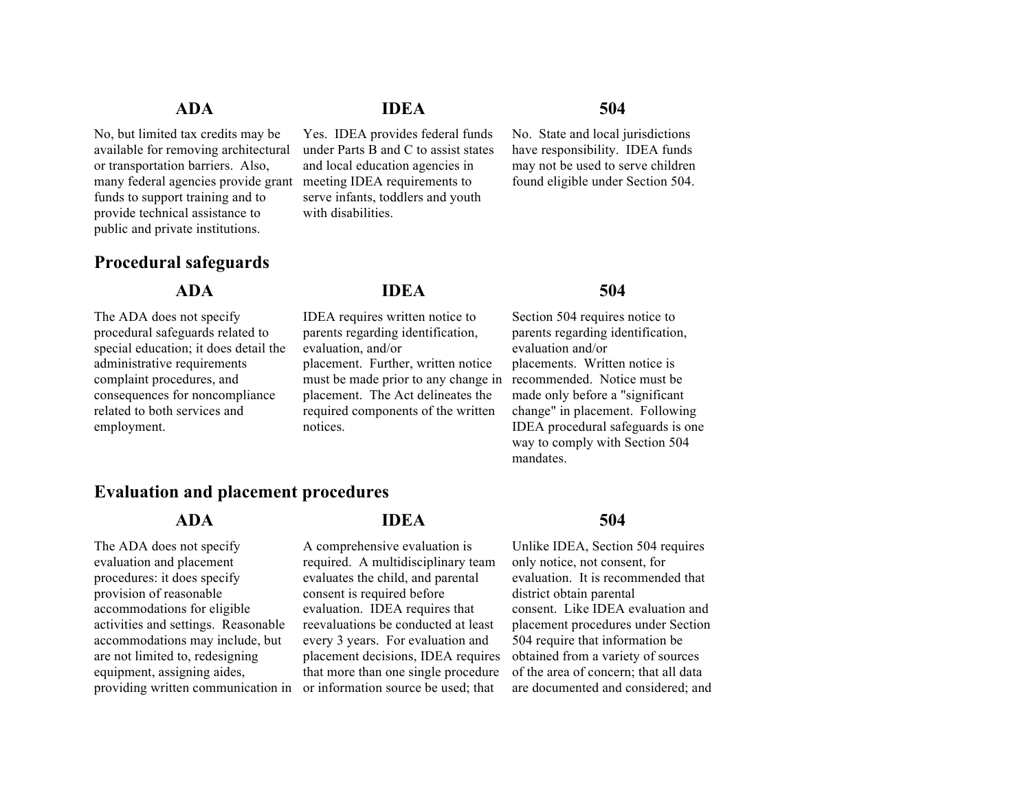| ADA | IDEA | 504 |
| --- | --- | --- |
| No, but limited tax credits may be available for removing architectural or transportation barriers. Also, many federal agencies provide grant funds to support training and to provide technical assistance to public and private institutions. | Yes. IDEA provides federal funds under Parts B and C to assist states and local education agencies in meeting IDEA requirements to serve infants, toddlers and youth with disabilities. | No. State and local jurisdictions have responsibility. IDEA funds may not be used to serve children found eligible under Section 504. |

## Procedural safeguards

| ADA | IDEA | 504 |
| --- | --- | --- |
| The ADA does not specify procedural safeguards related to special education; it does detail the administrative requirements complaint procedures, and consequences for noncompliance related to both services and employment. | IDEA requires written notice to parents regarding identification, evaluation, and/or placement. Further, written notice must be made prior to any change in placement. The Act delineates the required components of the written notices. | Section 504 requires notice to parents regarding identification, evaluation and/or placements. Written notice is recommended. Notice must be made only before a "significant change" in placement. Following IDEA procedural safeguards is one way to comply with Section 504 mandates. |

## Evaluation and placement procedures

| ADA | IDEA | 504 |
| --- | --- | --- |
| The ADA does not specify evaluation and placement procedures: it does specify provision of reasonable accommodations for eligible activities and settings. Reasonable accommodations may include, but are not limited to, redesigning equipment, assigning aides, providing written communication in | A comprehensive evaluation is required. A multidisciplinary team evaluates the child, and parental consent is required before evaluation. IDEA requires that reevaluations be conducted at least every 3 years. For evaluation and placement decisions, IDEA requires that more than one single procedure or information source be used; that | Unlike IDEA, Section 504 requires only notice, not consent, for evaluation. It is recommended that district obtain parental consent. Like IDEA evaluation and placement procedures under Section 504 require that information be obtained from a variety of sources of the area of concern; that all data are documented and considered; and |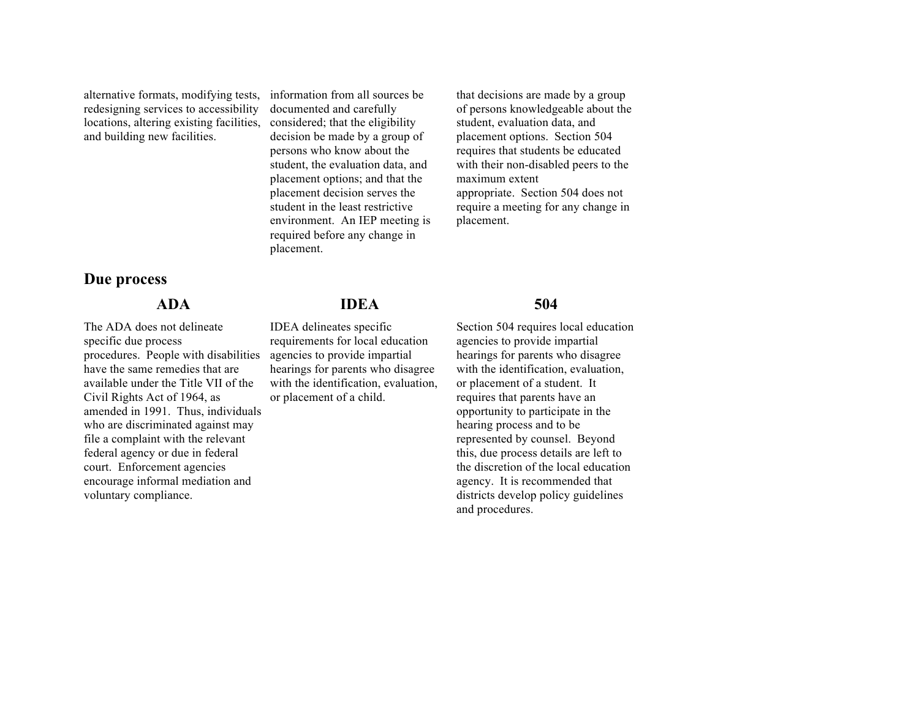| | | |
|---|---|---|
| alternative formats, modifying tests, redesigning services to accessibility locations, altering existing facilities, and building new facilities. | information from all sources be documented and carefully considered; that the eligibility decision be made by a group of persons who know about the student, the evaluation data, and placement options; and that the placement decision serves the student in the least restrictive environment. An IEP meeting is required before any change in placement. | that decisions are made by a group of persons knowledgeable about the student, evaluation data, and placement options. Section 504 requires that students be educated with their non-disabled peers to the maximum extent appropriate. Section 504 does not require a meeting for any change in placement. |

## Due process

| ADA | IDEA | 504 |
|---|---|---|
| The ADA does not delineate specific due process procedures. People with disabilities have the same remedies that are available under the Title VII of the Civil Rights Act of 1964, as amended in 1991. Thus, individuals who are discriminated against may file a complaint with the relevant federal agency or due in federal court. Enforcement agencies encourage informal mediation and voluntary compliance. | IDEA delineates specific requirements for local education agencies to provide impartial hearings for parents who disagree with the identification, evaluation, or placement of a child. | Section 504 requires local education agencies to provide impartial hearings for parents who disagree with the identification, evaluation, or placement of a student. It requires that parents have an opportunity to participate in the hearing process and to be represented by counsel. Beyond this, due process details are left to the discretion of the local education agency. It is recommended that districts develop policy guidelines and procedures. |